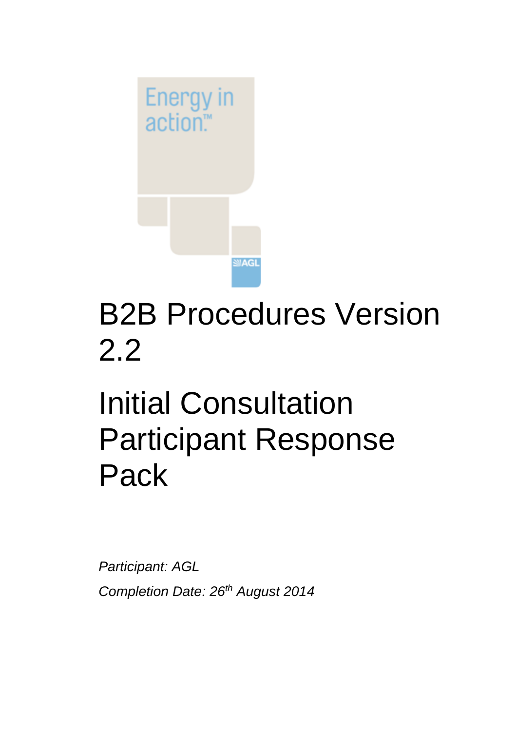Energy in action.™

AGL

# B2B Procedures Version 2.2

# Initial Consultation Participant Response Pack

*Participant: AGL*

*Completion Date: 26th August 2014*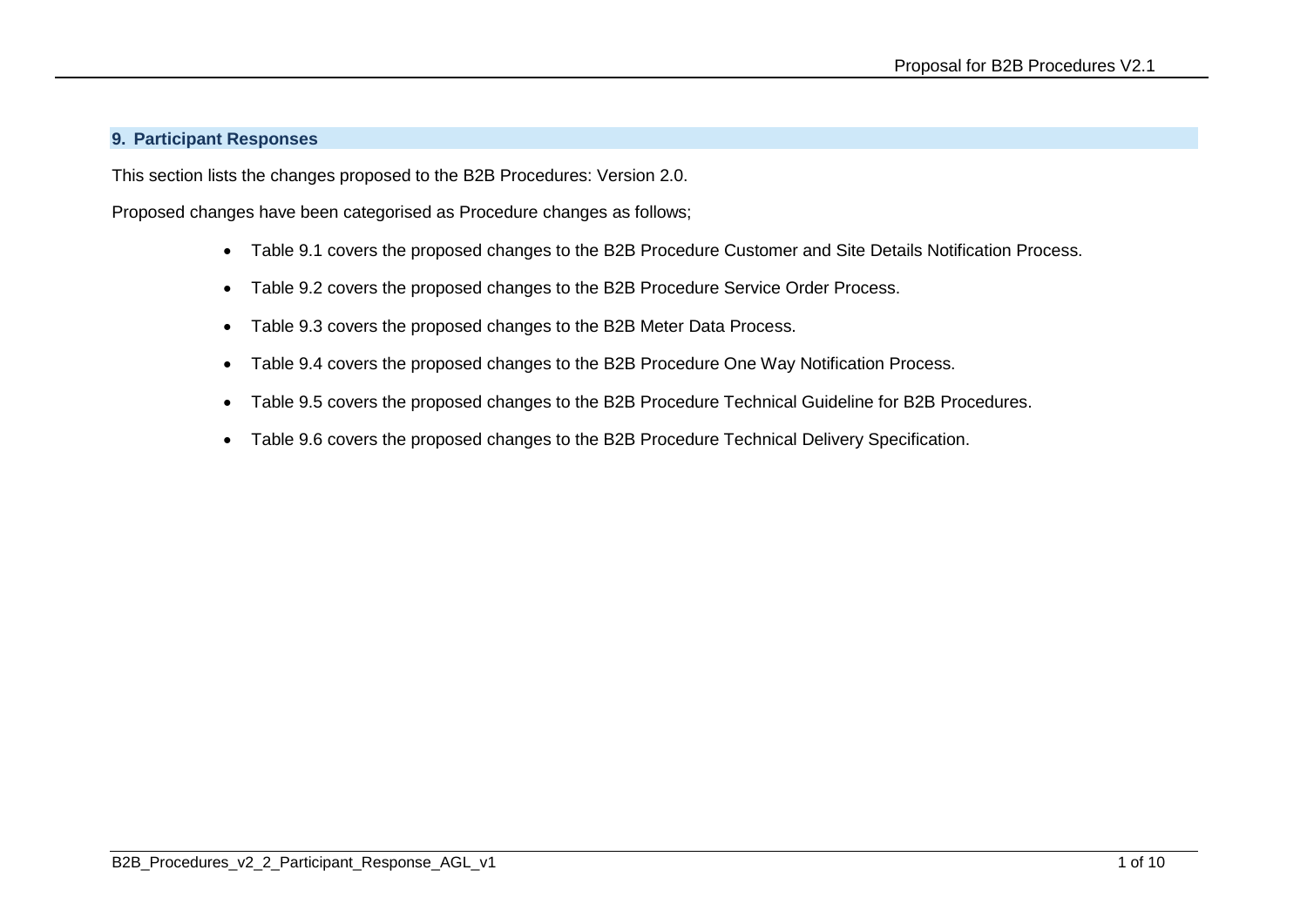## 9. Participant Responses

This section lists the changes proposed to the B2B Procedures: Version 2.0.

Proposed changes have been categorised as Procedure changes as follows;

- Table 9.1 covers the proposed changes to the B2B Procedure Customer and Site Details Notification Process.
- Table 9.2 covers the proposed changes to the B2B Procedure Service Order Process.
- Table 9.3 covers the proposed changes to the B2B Meter Data Process.
- Table 9.4 covers the proposed changes to the B2B Procedure One Way Notification Process.
- Table 9.5 covers the proposed changes to the B2B Procedure Technical Guideline for B2B Procedures.
- Table 9.6 covers the proposed changes to the B2B Procedure Technical Delivery Specification.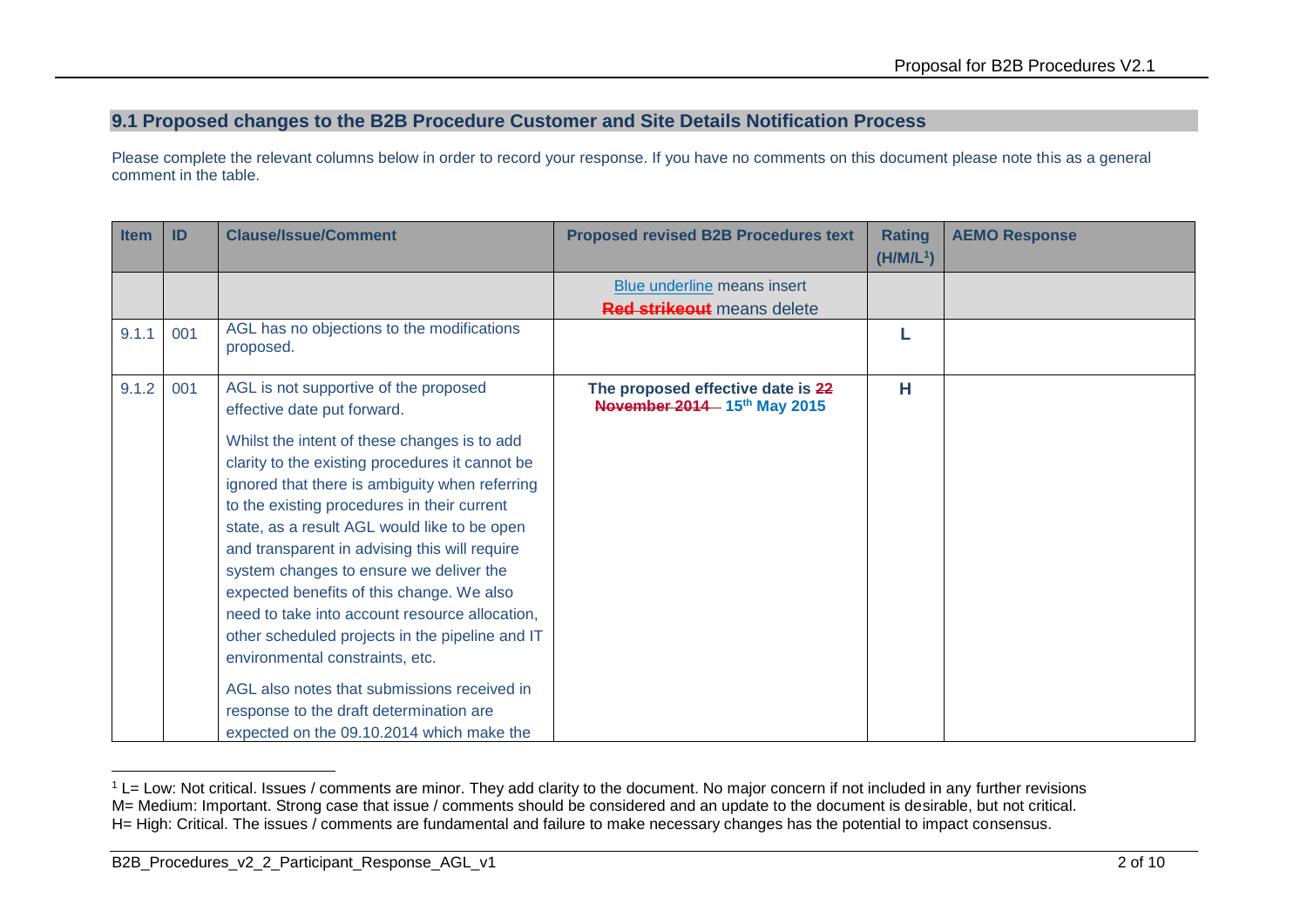## 9.1 Proposed changes to the B2B Procedure Customer and Site Details Notification Process

Please complete the relevant columns below in order to record your response. If you have no comments on this document please note this as a general comment in the table.

| Item | ID | Clause/Issue/Comment | Proposed revised B2B Procedures text | Rating (H/M/L[1]) | AEMO Response |
|---|---|---|---|---|---|
| | | | Blue underline means insert<br>~~Red strikeout~~ means delete | | |
| 9.1.1 | 001 | AGL has no objections to the modifications proposed. | | L | |
| 9.1.2 | 001 | AGL is not supportive of the proposed effective date put forward.<br><br>Whilst the intent of these changes is to add clarity to the existing procedures it cannot be ignored that there is ambiguity when referring to the existing procedures in their current state, as a result AGL would like to be open and transparent in advising this will require system changes to ensure we deliver the expected benefits of this change. We also need to take into account resource allocation, other scheduled projects in the pipeline and IT environmental constraints, etc.<br><br>AGL also notes that submissions received in response to the draft determination are expected on the 09.10.2014 which make the | **The proposed effective date is ~~22 November 2014~~ 15th May 2015** | H | |

[1] L= Low: Not critical. Issues / comments are minor. They add clarity to the document. No major concern if not included in any further revisions
M= Medium: Important. Strong case that issue / comments should be considered and an update to the document is desirable, but not critical.
H= High: Critical. The issues / comments are fundamental and failure to make necessary changes has the potential to impact consensus.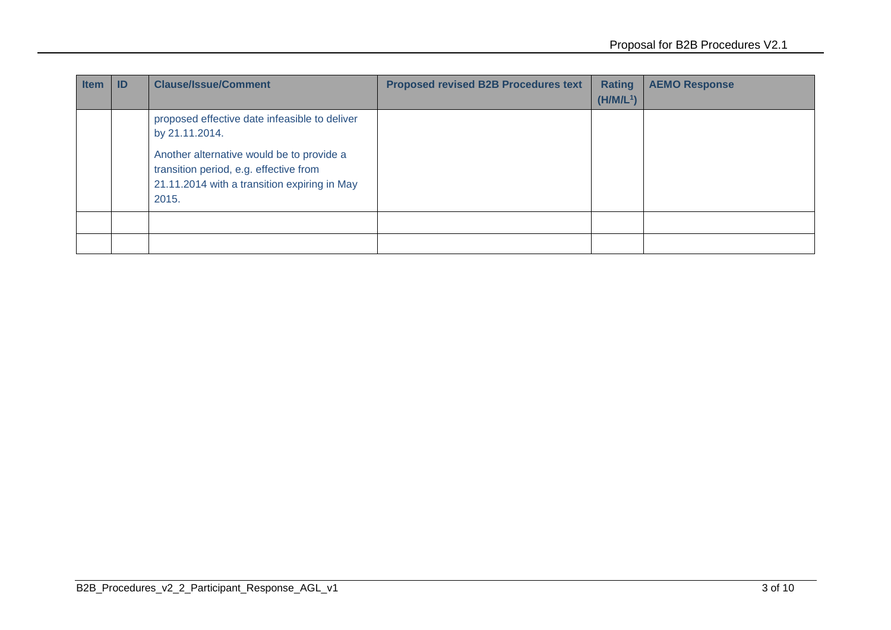| Item | ID | Clause/Issue/Comment | Proposed revised B2B Procedures text | Rating (H/M/L[1]) | AEMO Response |
|---|---|---|---|---|---|
| | | proposed effective date infeasible to deliver by 21.11.2014.<br><br>Another alternative would be to provide a transition period, e.g. effective from 21.11.2014 with a transition expiring in May 2015. | | | |
| | | | | | |
| | | | | | |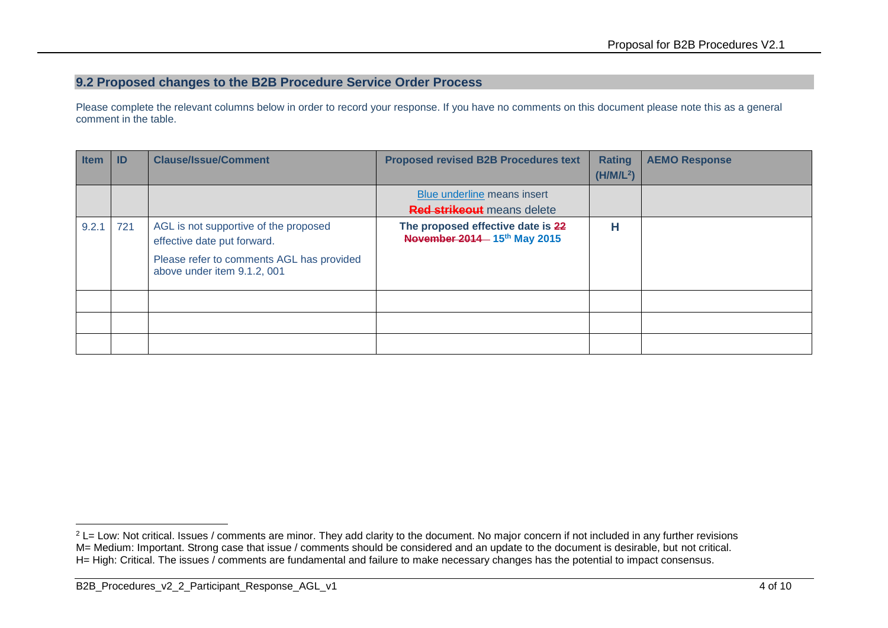## 9.2 Proposed changes to the B2B Procedure Service Order Process

Please complete the relevant columns below in order to record your response. If you have no comments on this document please note this as a general comment in the table.

| Item | ID | Clause/Issue/Comment | Proposed revised B2B Procedures text | Rating (H/M/L[2]) | AEMO Response |
|---|---|---|---|---|---|
| | | | Blue underline means insert<br>~~Red strikeout~~ means delete | | |
| 9.2.1 | 721 | AGL is not supportive of the proposed effective date put forward.<br>Please refer to comments AGL has provided above under item 9.1.2, 001 | **The proposed effective date is ~~22 November 2014~~ 15th May 2015** | **H** | |
| | | | | | |
| | | | | | |
| | | | | | |

[2] L= Low: Not critical. Issues / comments are minor. They add clarity to the document. No major concern if not included in any further revisions
M= Medium: Important. Strong case that issue / comments should be considered and an update to the document is desirable, but not critical.
H= High: Critical. The issues / comments are fundamental and failure to make necessary changes has the potential to impact consensus.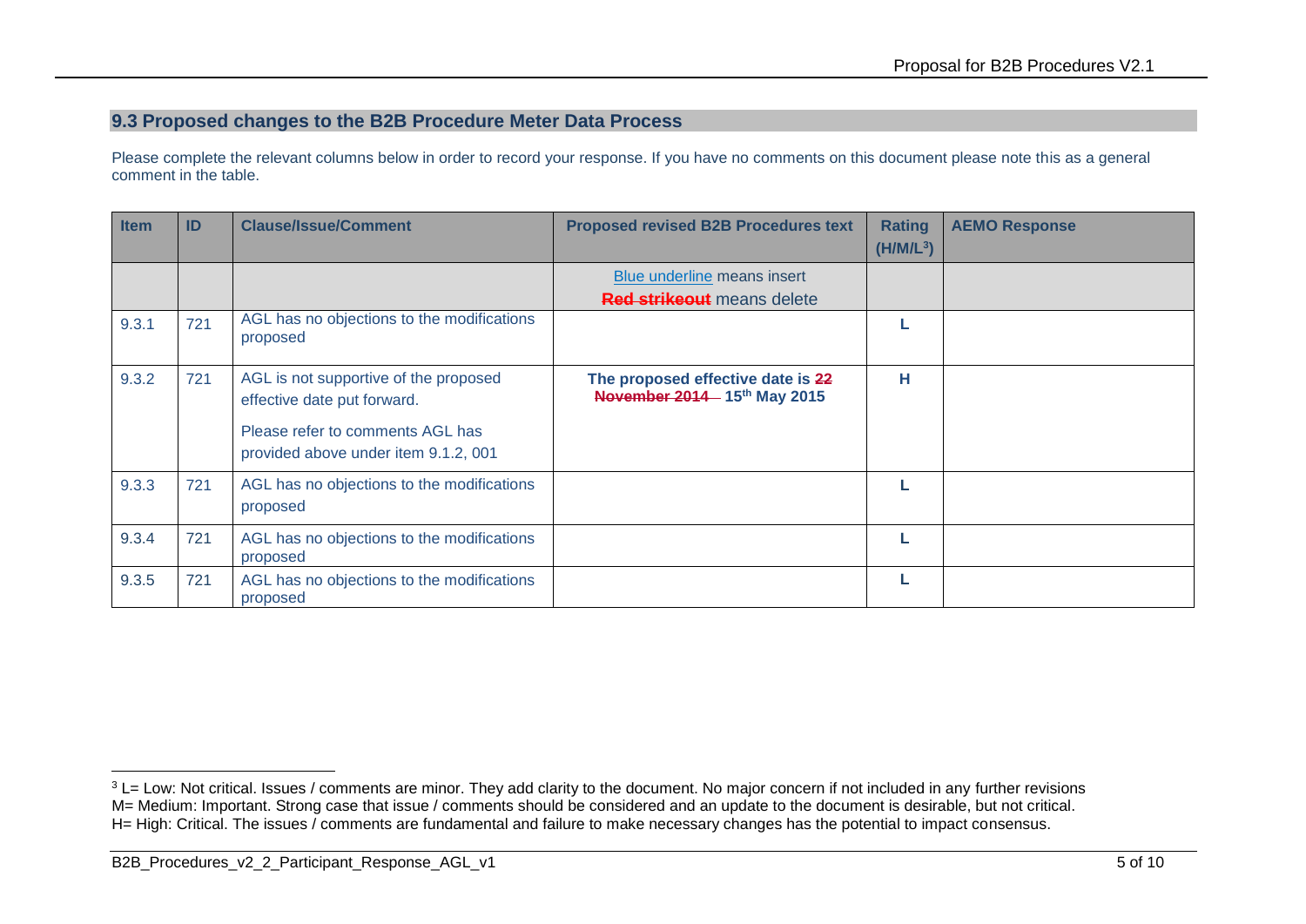## 9.3 Proposed changes to the B2B Procedure Meter Data Process

Please complete the relevant columns below in order to record your response. If you have no comments on this document please note this as a general comment in the table.

| Item | ID | Clause/Issue/Comment | Proposed revised B2B Procedures text | Rating (H/M/L[3]) | AEMO Response |
|---|---|---|---|---|---|
| | | | Blue underline means insert<br>~~Red strikeout~~ means delete | | |
| 9.3.1 | 721 | AGL has no objections to the modifications proposed | | L | |
| 9.3.2 | 721 | AGL is not supportive of the proposed effective date put forward.<br><br>Please refer to comments AGL has provided above under item 9.1.2, 001 | **The proposed effective date is ~~22 November 2014~~ 15th May 2015** | H | |
| 9.3.3 | 721 | AGL has no objections to the modifications proposed | | L | |
| 9.3.4 | 721 | AGL has no objections to the modifications proposed | | L | |
| 9.3.5 | 721 | AGL has no objections to the modifications proposed | | L | |

[3] L= Low: Not critical. Issues / comments are minor. They add clarity to the document. No major concern if not included in any further revisions
M= Medium: Important. Strong case that issue / comments should be considered and an update to the document is desirable, but not critical.
H= High: Critical. The issues / comments are fundamental and failure to make necessary changes has the potential to impact consensus.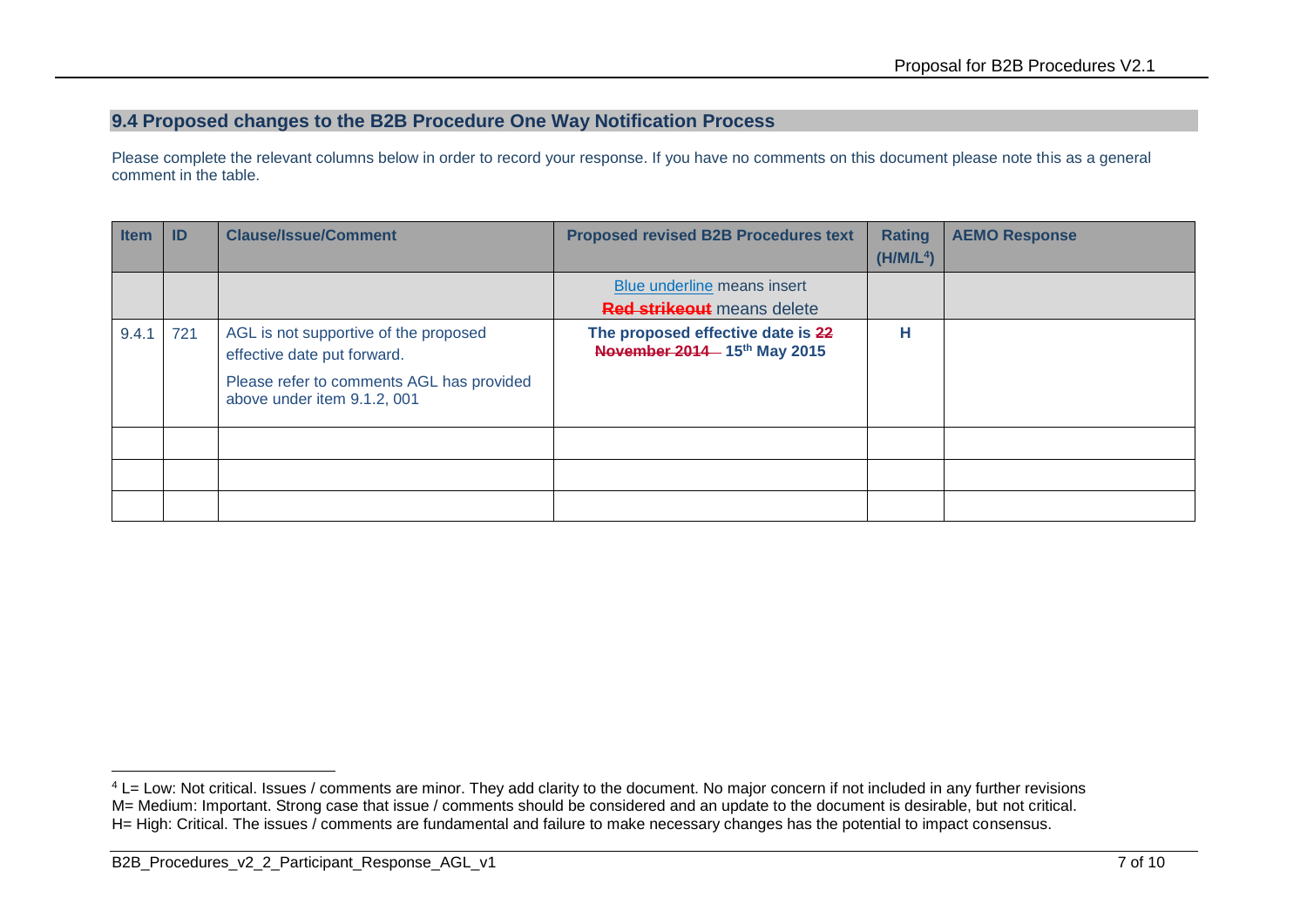## 9.4 Proposed changes to the B2B Procedure One Way Notification Process

Please complete the relevant columns below in order to record your response. If you have no comments on this document please note this as a general comment in the table.

| Item | ID | Clause/Issue/Comment | Proposed revised B2B Procedures text | Rating (H/M/L[4]) | AEMO Response |
|---|---|---|---|---|---|
| | | | <u>Blue underline</u> means insert<br>~~Red strikeout~~ means delete | | |
| 9.4.1 | 721 | AGL is not supportive of the proposed effective date put forward.<br><br>Please refer to comments AGL has provided above under item 9.1.2, 001 | **The proposed effective date is ~~22 November 2014~~ 15th May 2015** | H | |
| | | | | | |
| | | | | | |
| | | | | | |

[4] L= Low: Not critical. Issues / comments are minor. They add clarity to the document. No major concern if not included in any further revisions
M= Medium: Important. Strong case that issue / comments should be considered and an update to the document is desirable, but not critical.
H= High: Critical. The issues / comments are fundamental and failure to make necessary changes has the potential to impact consensus.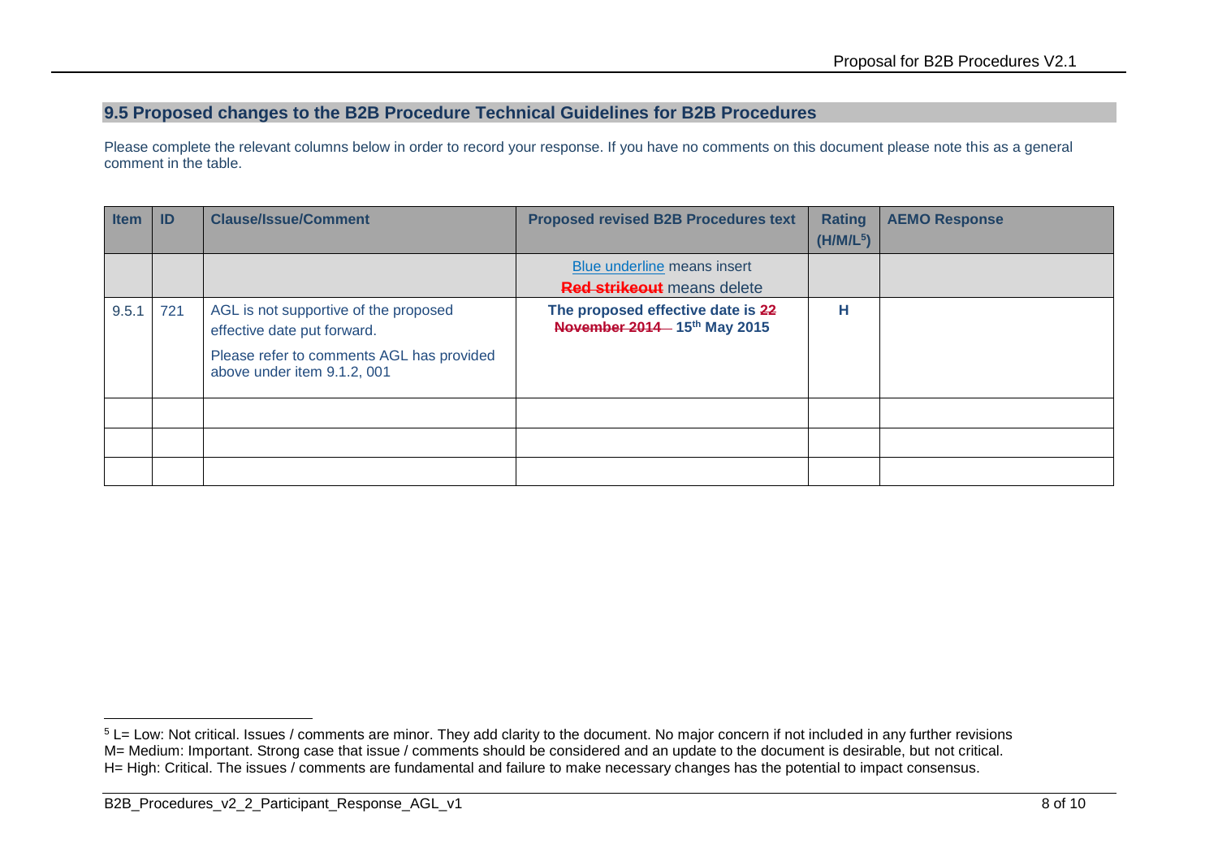## 9.5 Proposed changes to the B2B Procedure Technical Guidelines for B2B Procedures

Please complete the relevant columns below in order to record your response. If you have no comments on this document please note this as a general comment in the table.

| Item | ID | Clause/Issue/Comment | Proposed revised B2B Procedures text | Rating (H/M/L[5]) | AEMO Response |
|---|---|---|---|---|---|
| | | | Blue underline means insert<br>~~Red strikeout~~ means delete | | |
| 9.5.1 | 721 | AGL is not supportive of the proposed effective date put forward.<br><br>Please refer to comments AGL has provided above under item 9.1.2, 001 | **The proposed effective date is ~~22 November 2014~~ 15th May 2015** | **H** | |
| | | | | | |
| | | | | | |
| | | | | | |

[5] L= Low: Not critical. Issues / comments are minor. They add clarity to the document. No major concern if not included in any further revisions
M= Medium: Important. Strong case that issue / comments should be considered and an update to the document is desirable, but not critical.
H= High: Critical. The issues / comments are fundamental and failure to make necessary changes has the potential to impact consensus.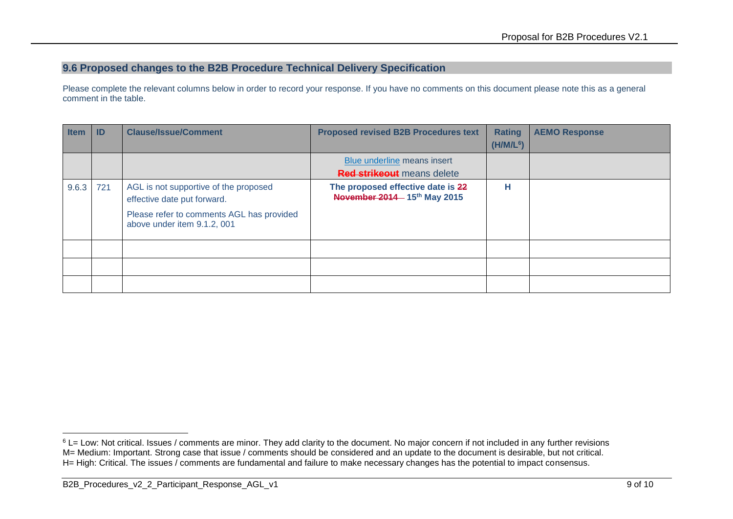## 9.6 Proposed changes to the B2B Procedure Technical Delivery Specification

Please complete the relevant columns below in order to record your response. If you have no comments on this document please note this as a general comment in the table.

| Item | ID | Clause/Issue/Comment | Proposed revised B2B Procedures text | Rating (H/M/L[6]) | AEMO Response |
|---|---|---|---|---|---|
| | | | Blue underline means insert<br>~~Red strikeout~~ means delete | | |
| 9.6.3 | 721 | AGL is not supportive of the proposed effective date put forward.<br>Please refer to comments AGL has provided above under item 9.1.2, 001 | **The proposed effective date is ~~22 November 2014~~ 15th May 2015** | **H** | |
| | | | | | |
| | | | | | |
| | | | | | |

[6] L= Low: Not critical. Issues / comments are minor. They add clarity to the document. No major concern if not included in any further revisions
M= Medium: Important. Strong case that issue / comments should be considered and an update to the document is desirable, but not critical.
H= High: Critical. The issues / comments are fundamental and failure to make necessary changes has the potential to impact consensus.